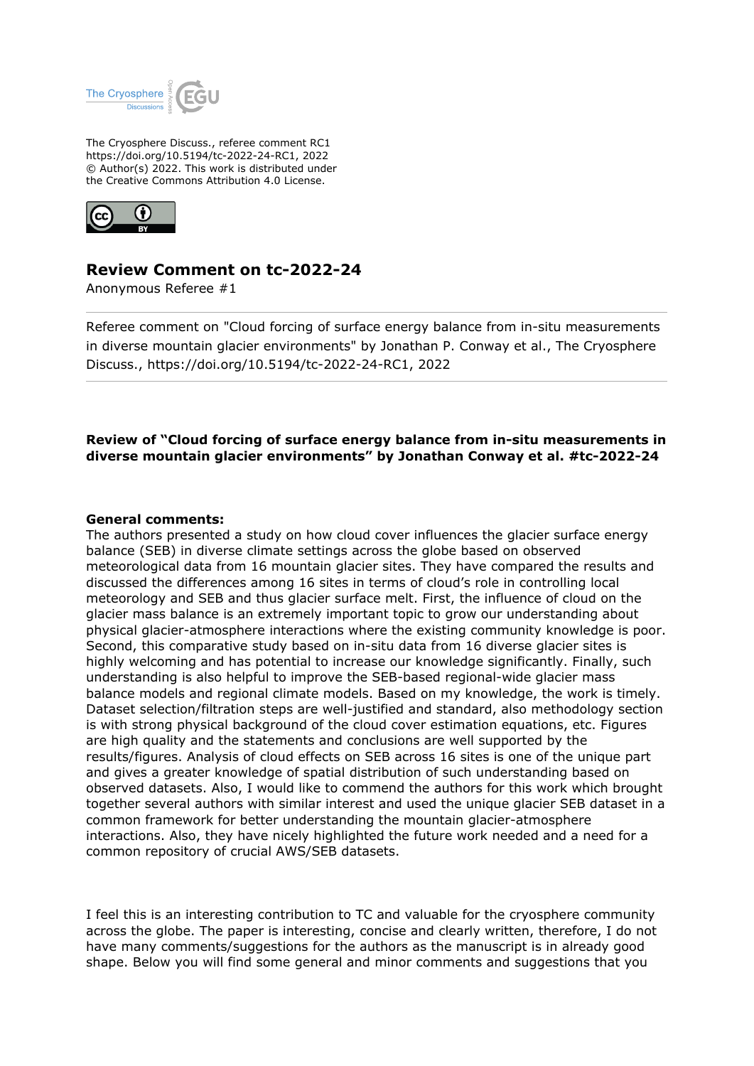The Cryosphere Discuss., referee comment RC1
https://doi.org/10.5194/tc-2022-24-RC1, 2022
© Author(s) 2022. This work is distributed under
the Creative Commons Attribution 4.0 License.

## Review Comment on tc-2022-24

Anonymous Referee #1

Referee comment on "Cloud forcing of surface energy balance from in-situ measurements in diverse mountain glacier environments" by Jonathan P. Conway et al., The Cryosphere Discuss., https://doi.org/10.5194/tc-2022-24-RC1, 2022

---

**Review of "Cloud forcing of surface energy balance from in-situ measurements in diverse mountain glacier environments" by Jonathan Conway et al. #tc-2022-24**

**General comments:**

The authors presented a study on how cloud cover influences the glacier surface energy balance (SEB) in diverse climate settings across the globe based on observed meteorological data from 16 mountain glacier sites. They have compared the results and discussed the differences among 16 sites in terms of cloud's role in controlling local meteorology and SEB and thus glacier surface melt. First, the influence of cloud on the glacier mass balance is an extremely important topic to grow our understanding about physical glacier-atmosphere interactions where the existing community knowledge is poor. Second, this comparative study based on in-situ data from 16 diverse glacier sites is highly welcoming and has potential to increase our knowledge significantly. Finally, such understanding is also helpful to improve the SEB-based regional-wide glacier mass balance models and regional climate models. Based on my knowledge, the work is timely. Dataset selection/filtration steps are well-justified and standard, also methodology section is with strong physical background of the cloud cover estimation equations, etc. Figures are high quality and the statements and conclusions are well supported by the results/figures. Analysis of cloud effects on SEB across 16 sites is one of the unique part and gives a greater knowledge of spatial distribution of such understanding based on observed datasets. Also, I would like to commend the authors for this work which brought together several authors with similar interest and used the unique glacier SEB dataset in a common framework for better understanding the mountain glacier-atmosphere interactions. Also, they have nicely highlighted the future work needed and a need for a common repository of crucial AWS/SEB datasets.

I feel this is an interesting contribution to TC and valuable for the cryosphere community across the globe. The paper is interesting, concise and clearly written, therefore, I do not have many comments/suggestions for the authors as the manuscript is in already good shape. Below you will find some general and minor comments and suggestions that you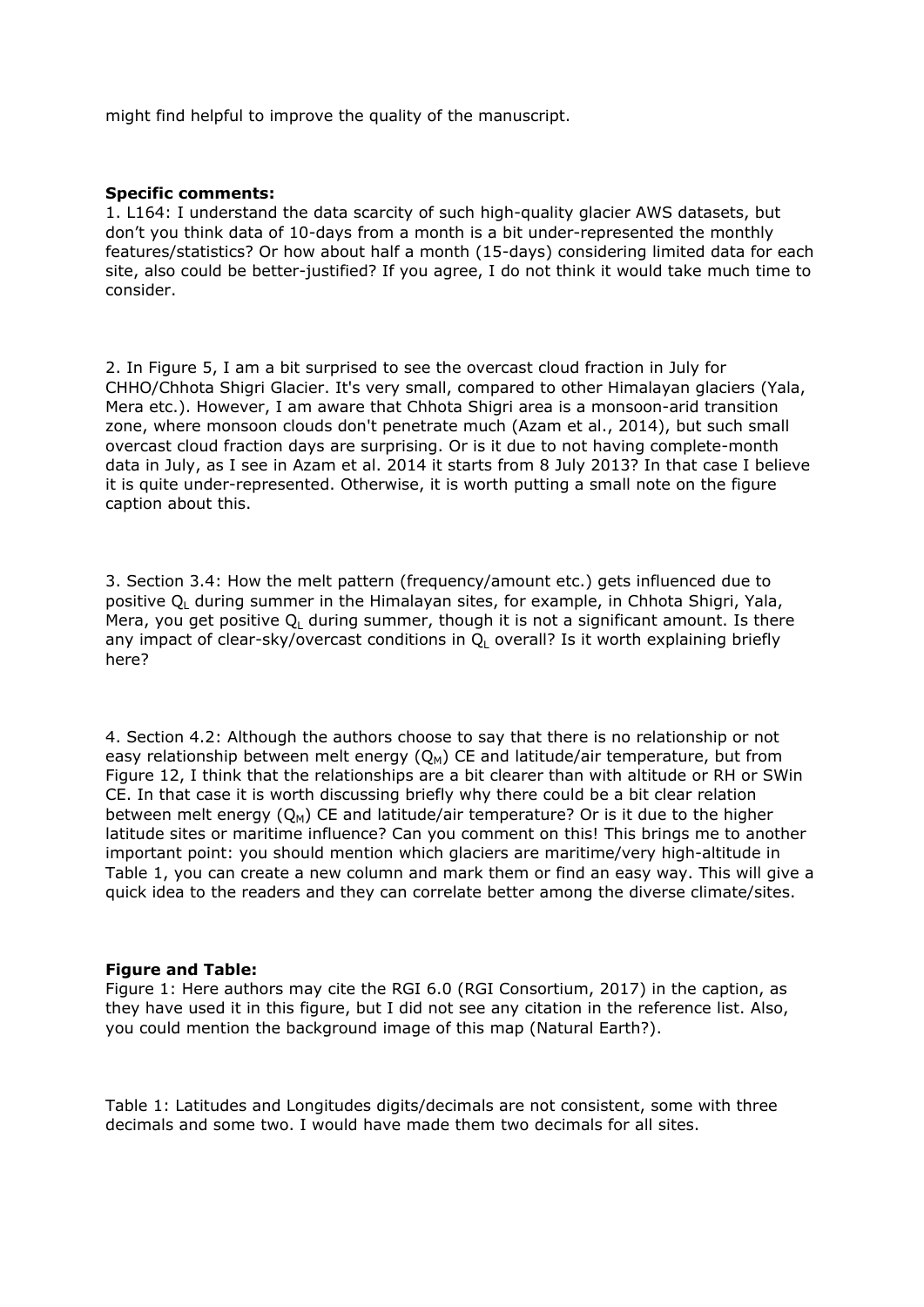might find helpful to improve the quality of the manuscript.

**Specific comments:**

1. L164: I understand the data scarcity of such high-quality glacier AWS datasets, but don't you think data of 10-days from a month is a bit under-represented the monthly features/statistics? Or how about half a month (15-days) considering limited data for each site, also could be better-justified? If you agree, I do not think it would take much time to consider.

2. In Figure 5, I am a bit surprised to see the overcast cloud fraction in July for CHHO/Chhota Shigri Glacier. It's very small, compared to other Himalayan glaciers (Yala, Mera etc.). However, I am aware that Chhota Shigri area is a monsoon-arid transition zone, where monsoon clouds don't penetrate much (Azam et al., 2014), but such small overcast cloud fraction days are surprising. Or is it due to not having complete-month data in July, as I see in Azam et al. 2014 it starts from 8 July 2013? In that case I believe it is quite under-represented. Otherwise, it is worth putting a small note on the figure caption about this.

3. Section 3.4: How the melt pattern (frequency/amount etc.) gets influenced due to positive $Q_L$ during summer in the Himalayan sites, for example, in Chhota Shigri, Yala, Mera, you get positive $Q_L$ during summer, though it is not a significant amount. Is there any impact of clear-sky/overcast conditions in $Q_L$ overall? Is it worth explaining briefly here?

4. Section 4.2: Although the authors choose to say that there is no relationship or not easy relationship between melt energy ($Q_M$) CE and latitude/air temperature, but from Figure 12, I think that the relationships are a bit clearer than with altitude or RH or SWin CE. In that case it is worth discussing briefly why there could be a bit clear relation between melt energy ($Q_M$) CE and latitude/air temperature? Or is it due to the higher latitude sites or maritime influence? Can you comment on this! This brings me to another important point: you should mention which glaciers are maritime/very high-altitude in Table 1, you can create a new column and mark them or find an easy way. This will give a quick idea to the readers and they can correlate better among the diverse climate/sites.

**Figure and Table:**

Figure 1: Here authors may cite the RGI 6.0 (RGI Consortium, 2017) in the caption, as they have used it in this figure, but I did not see any citation in the reference list. Also, you could mention the background image of this map (Natural Earth?).

Table 1: Latitudes and Longitudes digits/decimals are not consistent, some with three decimals and some two. I would have made them two decimals for all sites.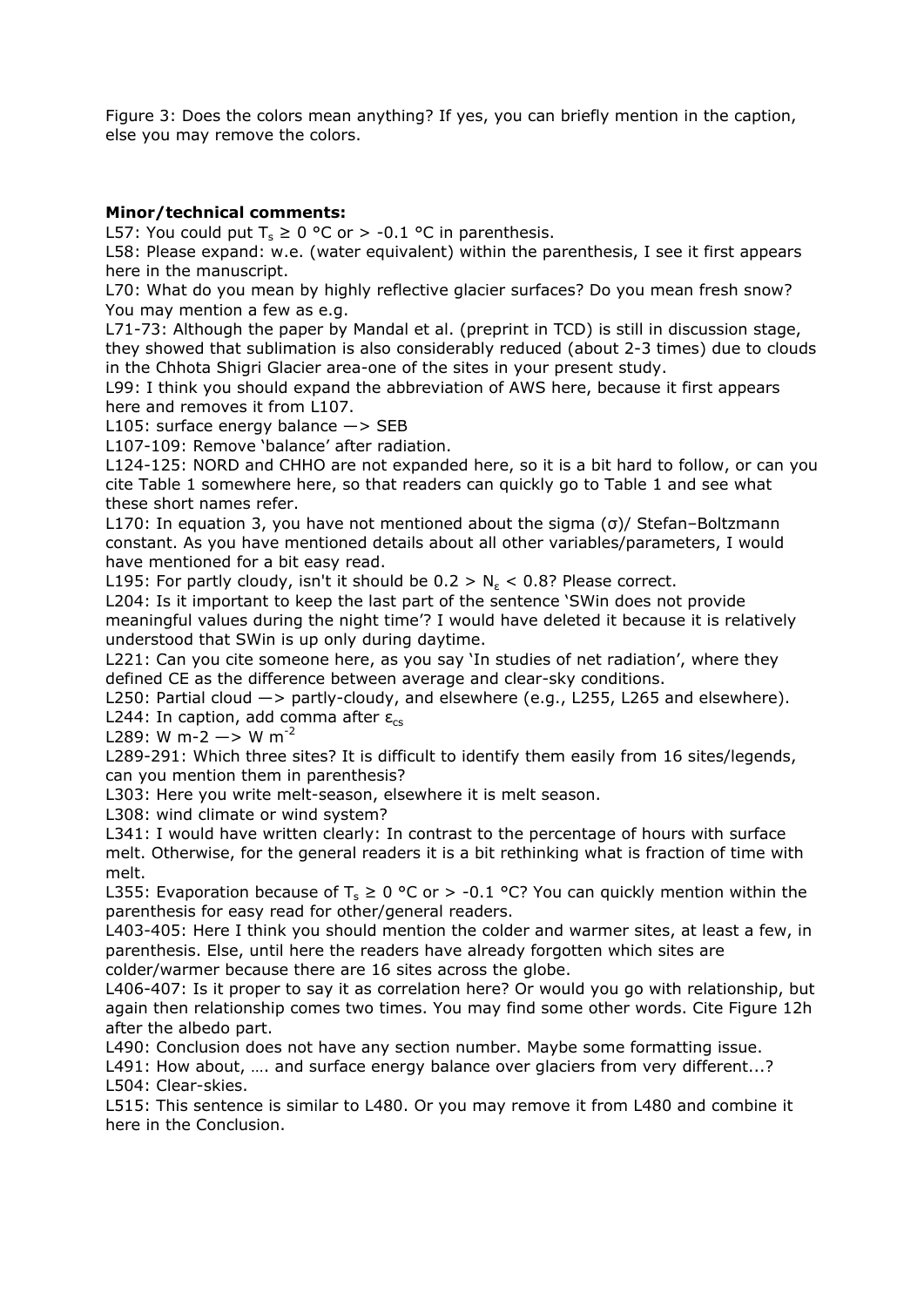Figure 3: Does the colors mean anything? If yes, you can briefly mention in the caption, else you may remove the colors.

**Minor/technical comments:**

L57: You could put $T_s \geq 0$ °C or > -0.1 °C in parenthesis.

L58: Please expand: w.e. (water equivalent) within the parenthesis, I see it first appears here in the manuscript.

L70: What do you mean by highly reflective glacier surfaces? Do you mean fresh snow? You may mention a few as e.g.

L71-73: Although the paper by Mandal et al. (preprint in TCD) is still in discussion stage, they showed that sublimation is also considerably reduced (about 2-3 times) due to clouds in the Chhota Shigri Glacier area-one of the sites in your present study.

L99: I think you should expand the abbreviation of AWS here, because it first appears here and removes it from L107.

L105: surface energy balance —> SEB

L107-109: Remove 'balance' after radiation.

L124-125: NORD and CHHO are not expanded here, so it is a bit hard to follow, or can you cite Table 1 somewhere here, so that readers can quickly go to Table 1 and see what these short names refer.

L170: In equation 3, you have not mentioned about the sigma (σ)/ Stefan–Boltzmann constant. As you have mentioned details about all other variables/parameters, I would have mentioned for a bit easy read.

L195: For partly cloudy, isn't it should be $0.2 > N_\varepsilon < 0.8$? Please correct.

L204: Is it important to keep the last part of the sentence 'SWin does not provide meaningful values during the night time'? I would have deleted it because it is relatively understood that SWin is up only during daytime.

L221: Can you cite someone here, as you say 'In studies of net radiation', where they defined CE as the difference between average and clear-sky conditions.

L250: Partial cloud —> partly-cloudy, and elsewhere (e.g., L255, L265 and elsewhere).

L244: In caption, add comma after $\varepsilon_{cs}$

L289: W m-2 —> W $m^{-2}$

L289-291: Which three sites? It is difficult to identify them easily from 16 sites/legends, can you mention them in parenthesis?

L303: Here you write melt-season, elsewhere it is melt season.

L308: wind climate or wind system?

L341: I would have written clearly: In contrast to the percentage of hours with surface melt. Otherwise, for the general readers it is a bit rethinking what is fraction of time with melt.

L355: Evaporation because of $T_s \geq 0$ °C or > -0.1 °C? You can quickly mention within the parenthesis for easy read for other/general readers.

L403-405: Here I think you should mention the colder and warmer sites, at least a few, in parenthesis. Else, until here the readers have already forgotten which sites are colder/warmer because there are 16 sites across the globe.

L406-407: Is it proper to say it as correlation here? Or would you go with relationship, but again then relationship comes two times. You may find some other words. Cite Figure 12h after the albedo part.

L490: Conclusion does not have any section number. Maybe some formatting issue.

L491: How about, …. and surface energy balance over glaciers from very different...?

L504: Clear-skies.

L515: This sentence is similar to L480. Or you may remove it from L480 and combine it here in the Conclusion.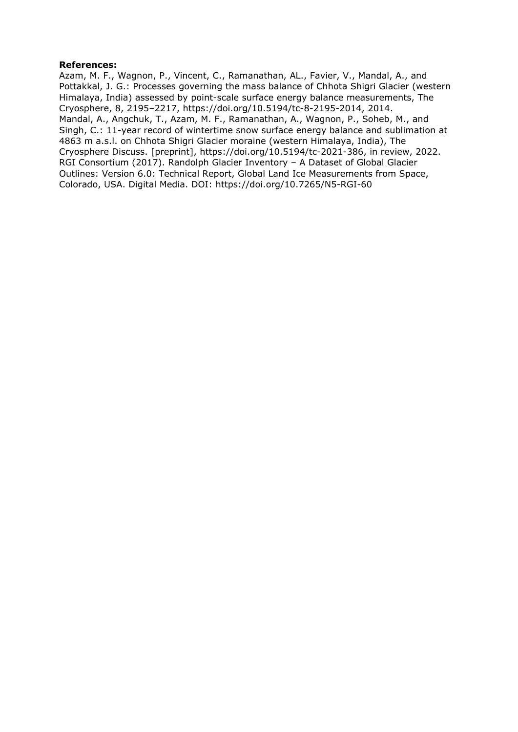**References:**

Azam, M. F., Wagnon, P., Vincent, C., Ramanathan, AL., Favier, V., Mandal, A., and Pottakkal, J. G.: Processes governing the mass balance of Chhota Shigri Glacier (western Himalaya, India) assessed by point-scale surface energy balance measurements, The Cryosphere, 8, 2195–2217, https://doi.org/10.5194/tc-8-2195-2014, 2014.

Mandal, A., Angchuk, T., Azam, M. F., Ramanathan, A., Wagnon, P., Soheb, M., and Singh, C.: 11-year record of wintertime snow surface energy balance and sublimation at 4863 m a.s.l. on Chhota Shigri Glacier moraine (western Himalaya, India), The Cryosphere Discuss. [preprint], https://doi.org/10.5194/tc-2021-386, in review, 2022.

RGI Consortium (2017). Randolph Glacier Inventory – A Dataset of Global Glacier Outlines: Version 6.0: Technical Report, Global Land Ice Measurements from Space, Colorado, USA. Digital Media. DOI: https://doi.org/10.7265/N5-RGI-60